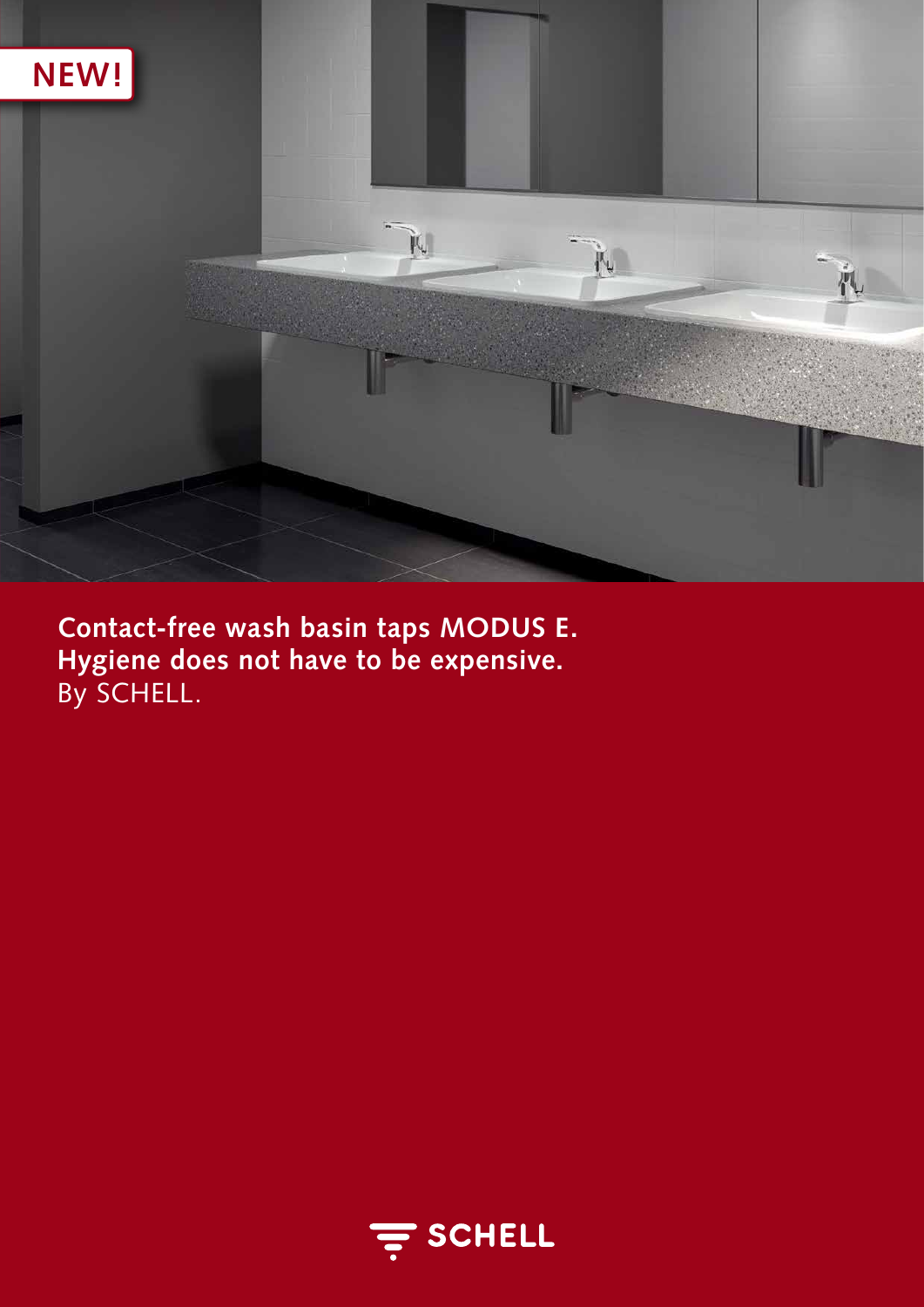NEW!

**Contact-free wash basin taps MODUS E.**
**Hygiene does not have to be expensive.**
By SCHELL.

SCHELL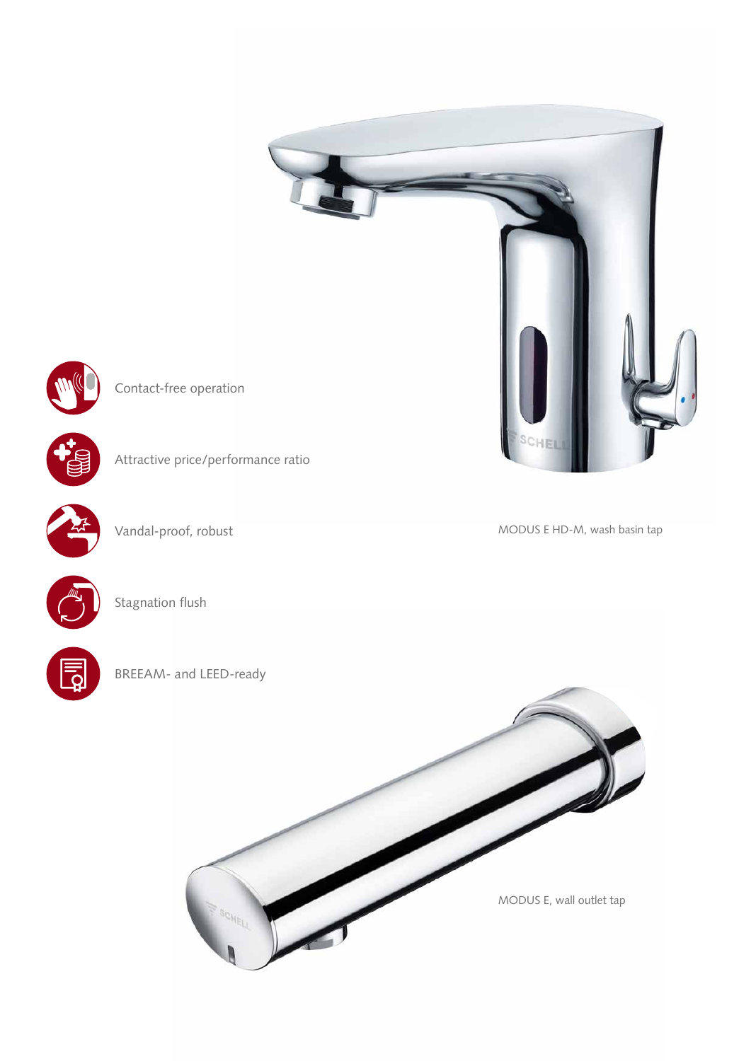- Contact-free operation
- Attractive price/performance ratio
- Vandal-proof, robust
- Stagnation flush
- BREEAM- and LEED-ready

MODUS E HD-M, wash basin tap

MODUS E, wall outlet tap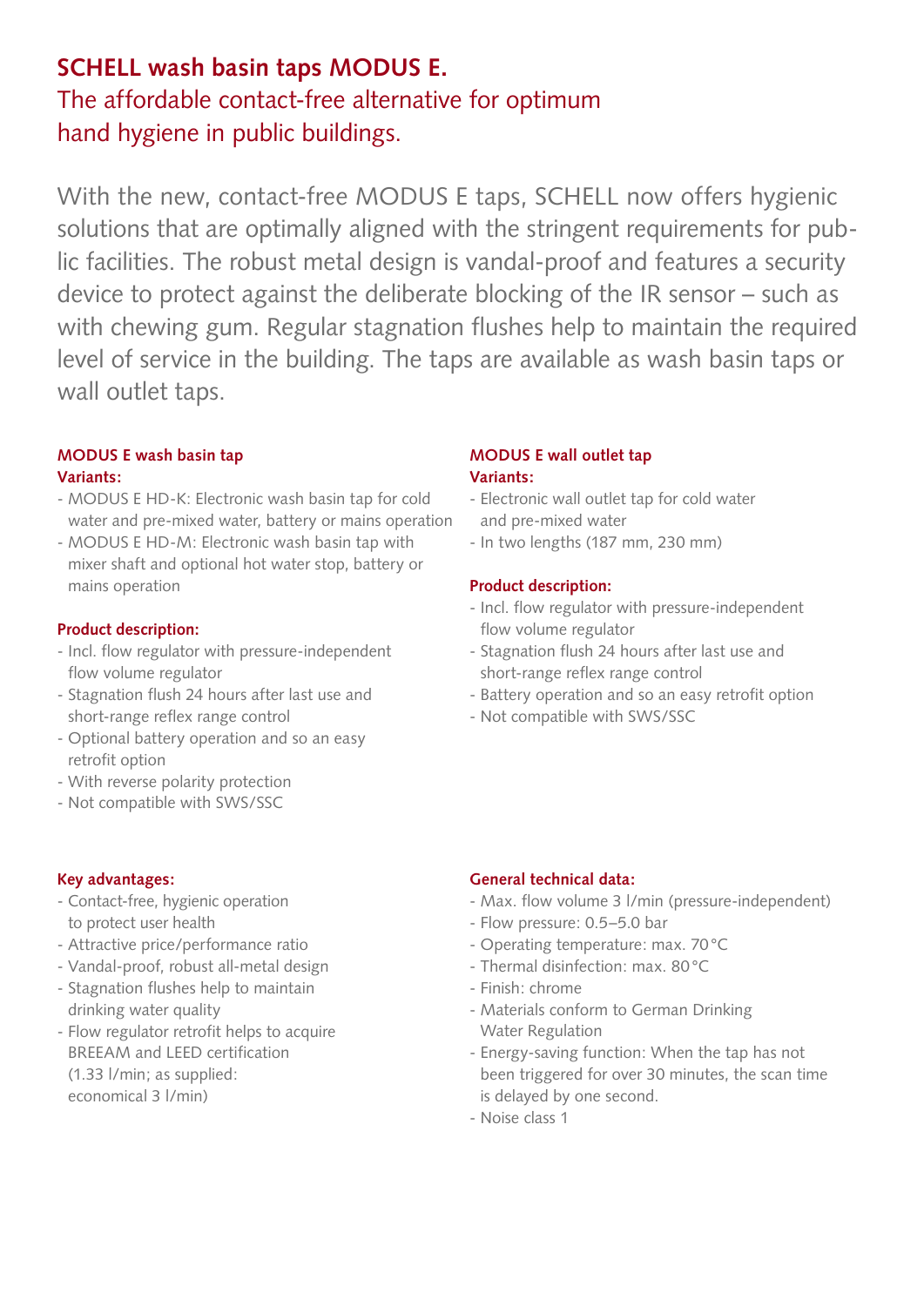# SCHELL wash basin taps MODUS E.

## The affordable contact-free alternative for optimum hand hygiene in public buildings.

With the new, contact-free MODUS E taps, SCHELL now offers hygienic solutions that are optimally aligned with the stringent requirements for public facilities. The robust metal design is vandal-proof and features a security device to protect against the deliberate blocking of the IR sensor – such as with chewing gum. Regular stagnation flushes help to maintain the required level of service in the building. The taps are available as wash basin taps or wall outlet taps.

### MODUS E wash basin tap

**Variants:**

- MODUS E HD-K: Electronic wash basin tap for cold water and pre-mixed water, battery or mains operation
- MODUS E HD-M: Electronic wash basin tap with mixer shaft and optional hot water stop, battery or mains operation

**Product description:**

- Incl. flow regulator with pressure-independent flow volume regulator
- Stagnation flush 24 hours after last use and short-range reflex range control
- Optional battery operation and so an easy retrofit option
- With reverse polarity protection
- Not compatible with SWS/SSC

### MODUS E wall outlet tap

**Variants:**

- Electronic wall outlet tap for cold water and pre-mixed water
- In two lengths (187 mm, 230 mm)

**Product description:**

- Incl. flow regulator with pressure-independent flow volume regulator
- Stagnation flush 24 hours after last use and short-range reflex range control
- Battery operation and so an easy retrofit option
- Not compatible with SWS/SSC

**Key advantages:**

- Contact-free, hygienic operation to protect user health
- Attractive price/performance ratio
- Vandal-proof, robust all-metal design
- Stagnation flushes help to maintain drinking water quality
- Flow regulator retrofit helps to acquire BREEAM and LEED certification (1.33 l/min; as supplied: economical 3 l/min)

**General technical data:**

- Max. flow volume 3 l/min (pressure-independent)
- Flow pressure: 0.5–5.0 bar
- Operating temperature: max. 70 °C
- Thermal disinfection: max. 80 °C
- Finish: chrome
- Materials conform to German Drinking Water Regulation
- Energy-saving function: When the tap has not been triggered for over 30 minutes, the scan time is delayed by one second.
- Noise class 1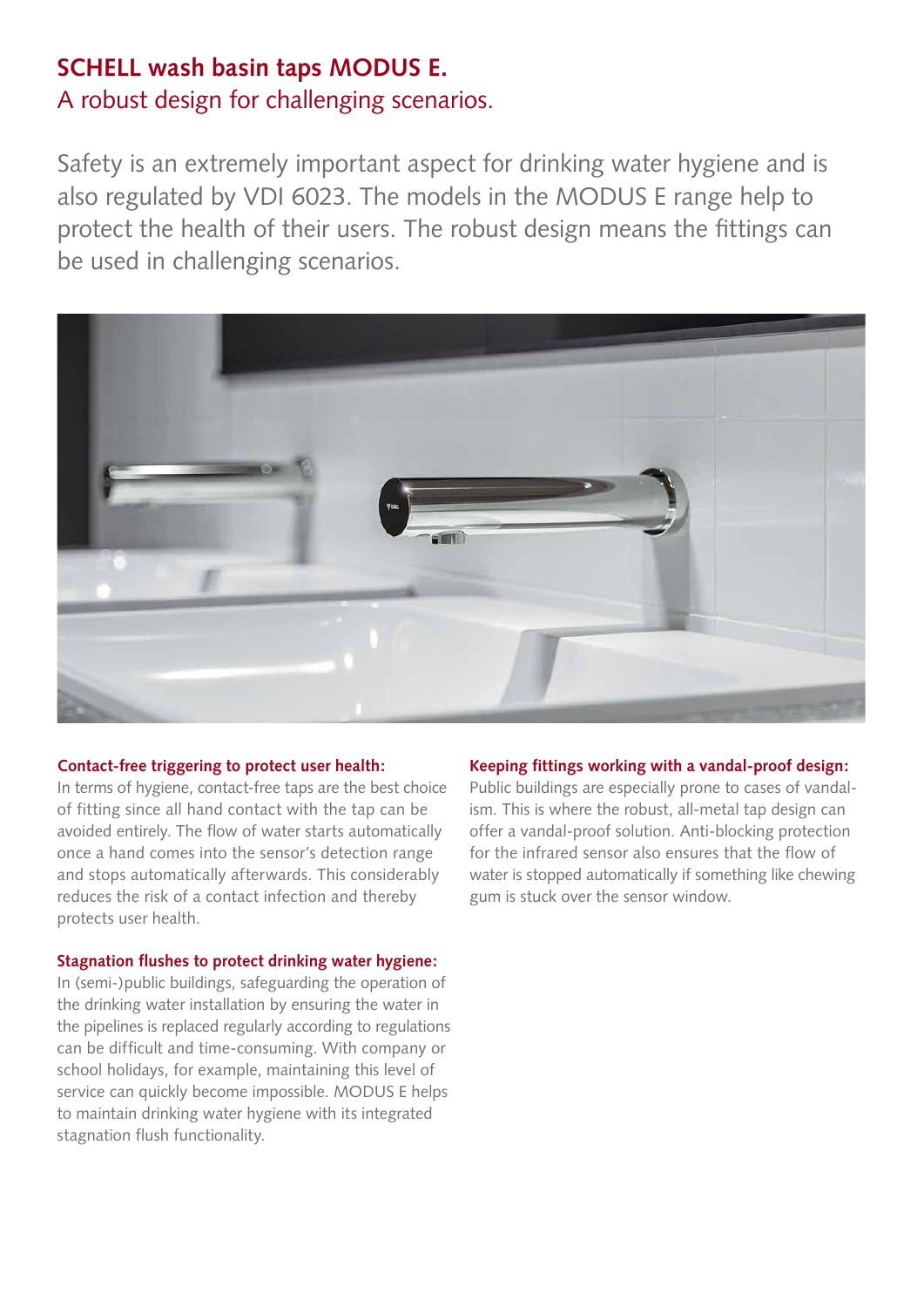# SCHELL wash basin taps MODUS E.

## A robust design for challenging scenarios.

Safety is an extremely important aspect for drinking water hygiene and is also regulated by VDI 6023. The models in the MODUS E range help to protect the health of their users. The robust design means the fittings can be used in challenging scenarios.

**Contact-free triggering to protect user health:**
In terms of hygiene, contact-free taps are the best choice of fitting since all hand contact with the tap can be avoided entirely. The flow of water starts automatically once a hand comes into the sensor's detection range and stops automatically afterwards. This considerably reduces the risk of a contact infection and thereby protects user health.

**Stagnation flushes to protect drinking water hygiene:**
In (semi-)public buildings, safeguarding the operation of the drinking water installation by ensuring the water in the pipelines is replaced regularly according to regulations can be difficult and time-consuming. With company or school holidays, for example, maintaining this level of service can quickly become impossible. MODUS E helps to maintain drinking water hygiene with its integrated stagnation flush functionality.

**Keeping fittings working with a vandal-proof design:**
Public buildings are especially prone to cases of vandalism. This is where the robust, all-metal tap design can offer a vandal-proof solution. Anti-blocking protection for the infrared sensor also ensures that the flow of water is stopped automatically if something like chewing gum is stuck over the sensor window.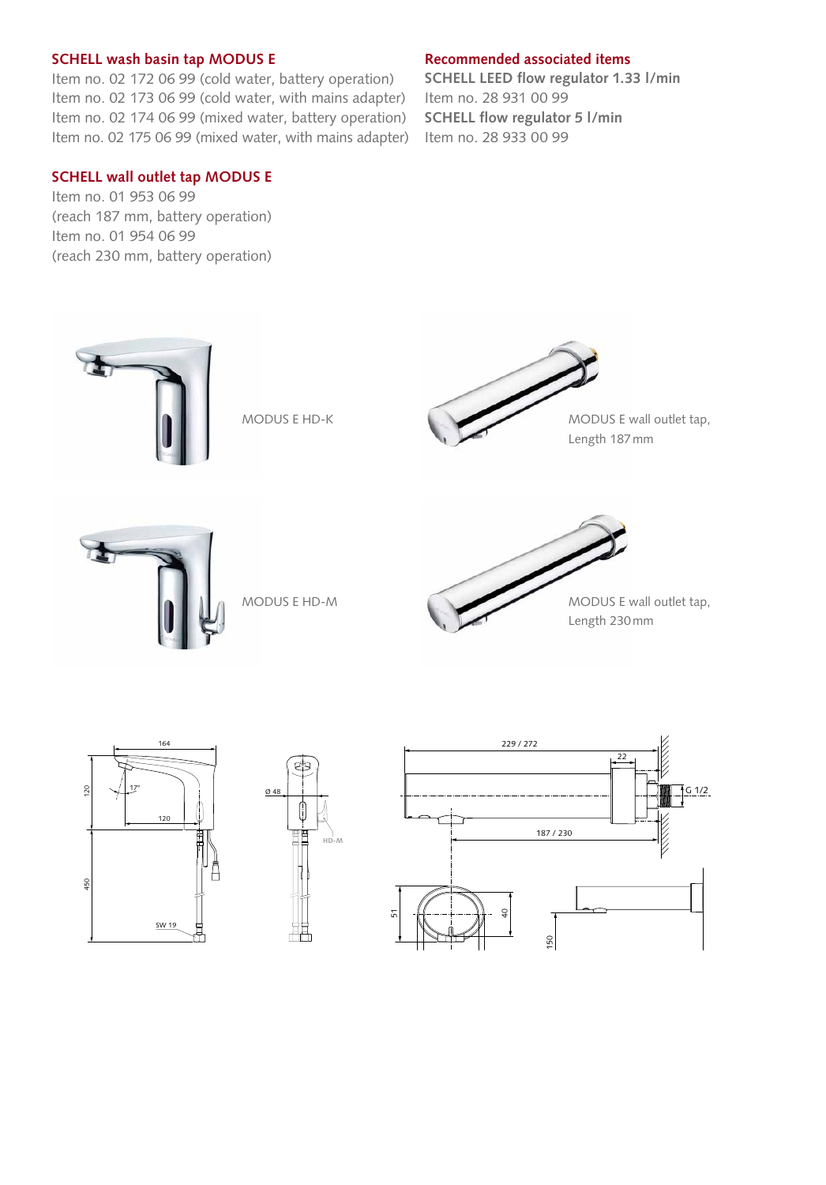## SCHELL wash basin tap MODUS E

Item no. 02 172 06 99 (cold water, battery operation)
Item no. 02 173 06 99 (cold water, with mains adapter)
Item no. 02 174 06 99 (mixed water, battery operation)
Item no. 02 175 06 99 (mixed water, with mains adapter)

## SCHELL wall outlet tap MODUS E

Item no. 01 953 06 99
(reach 187 mm, battery operation)
Item no. 01 954 06 99
(reach 230 mm, battery operation)

## Recommended associated items

**SCHELL LEED flow regulator 1.33 l/min**
Item no. 28 931 00 99
**SCHELL flow regulator 5 l/min**
Item no. 28 933 00 99

MODUS E HD-K

MODUS E wall outlet tap, Length 187 mm

MODUS E HD-M

MODUS E wall outlet tap, Length 230 mm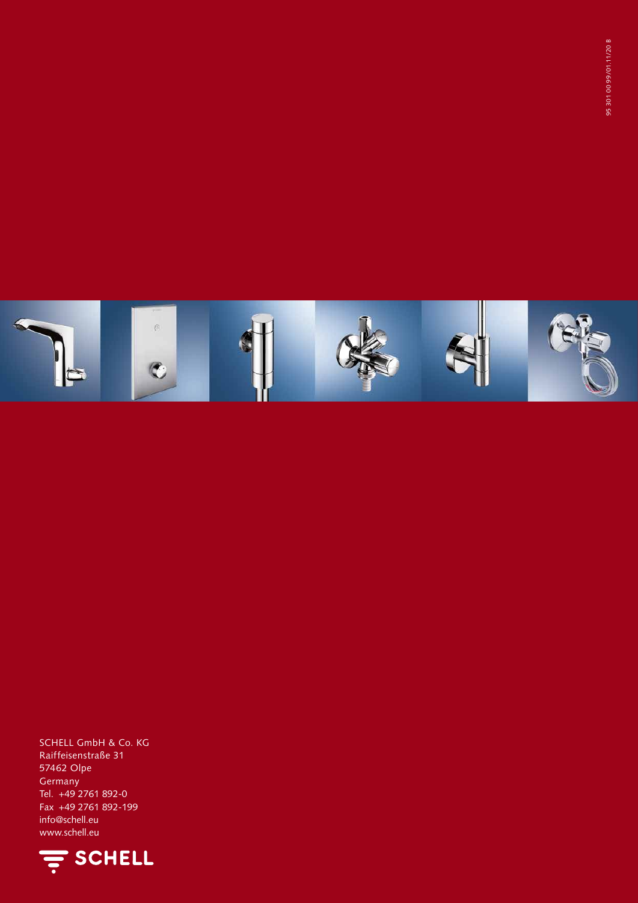95 301 00 99/01.11/20 B

SCHELL GmbH & Co. KG
Raiffeisenstraße 31
57462 Olpe
Germany
Tel. +49 2761 892-0
Fax +49 2761 892-199
info@schell.eu
www.schell.eu

SCHELL